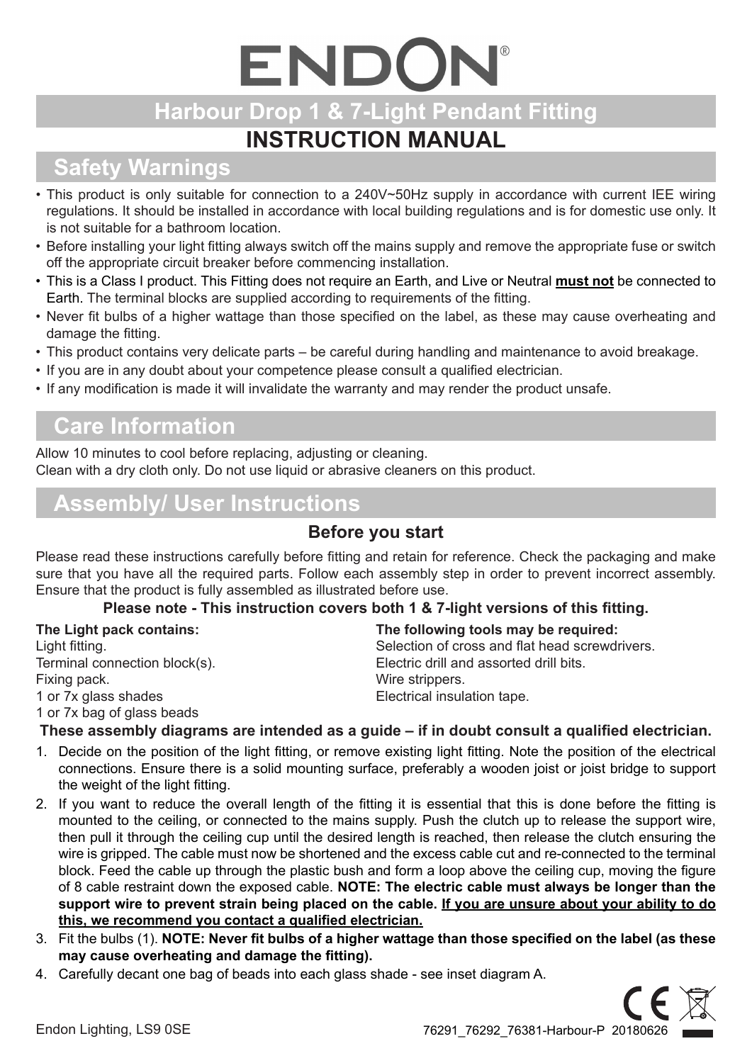# ENDON®

## Harbour Drop 1 & 7-Light Pendant Fitting

# INSTRUCTION MANUAL

## Safety Warnings

- This product is only suitable for connection to a 240V~50Hz supply in accordance with current IEE wiring regulations. It should be installed in accordance with local building regulations and is for domestic use only. It is not suitable for a bathroom location.
- Before installing your light fitting always switch off the mains supply and remove the appropriate fuse or switch off the appropriate circuit breaker before commencing installation.
- This is a Class I product. This Fitting does not require an Earth, and Live or Neutral **must not** be connected to Earth. The terminal blocks are supplied according to requirements of the fitting.
- Never fit bulbs of a higher wattage than those specified on the label, as these may cause overheating and damage the fitting.
- This product contains very delicate parts – be careful during handling and maintenance to avoid breakage.
- If you are in any doubt about your competence please consult a qualified electrician.
- If any modification is made it will invalidate the warranty and may render the product unsafe.

## Care Information

Allow 10 minutes to cool before replacing, adjusting or cleaning.
Clean with a dry cloth only. Do not use liquid or abrasive cleaners on this product.

## Assembly/ User Instructions

### Before you start

Please read these instructions carefully before fitting and retain for reference. Check the packaging and make sure that you have all the required parts. Follow each assembly step in order to prevent incorrect assembly. Ensure that the product is fully assembled as illustrated before use.

**Please note - This instruction covers both 1 & 7-light versions of this fitting.**

**The Light pack contains:**
Light fitting.
Terminal connection block(s).
Fixing pack.
1 or 7x glass shades
1 or 7x bag of glass beads

**The following tools may be required:**
Selection of cross and flat head screwdrivers.
Electric drill and assorted drill bits.
Wire strippers.
Electrical insulation tape.

**These assembly diagrams are intended as a guide – if in doubt consult a qualified electrician.**

1. Decide on the position of the light fitting, or remove existing light fitting. Note the position of the electrical connections. Ensure there is a solid mounting surface, preferably a wooden joist or joist bridge to support the weight of the light fitting.
2. If you want to reduce the overall length of the fitting it is essential that this is done before the fitting is mounted to the ceiling, or connected to the mains supply. Push the clutch up to release the support wire, then pull it through the ceiling cup until the desired length is reached, then release the clutch ensuring the wire is gripped. The cable must now be shortened and the excess cable cut and re-connected to the terminal block. Feed the cable up through the plastic bush and form a loop above the ceiling cup, moving the figure of 8 cable restraint down the exposed cable. **NOTE: The electric cable must always be longer than the support wire to prevent strain being placed on the cable. <u>If you are unsure about your ability to do this, we recommend you contact a qualified electrician.</u>**
3. Fit the bulbs (1). **NOTE: Never fit bulbs of a higher wattage than those specified on the label (as these may cause overheating and damage the fitting).**
4. Carefully decant one bag of beads into each glass shade - see inset diagram A.

Endon Lighting, LS9 0SE

76291_76292_76381-Harbour-P 20180626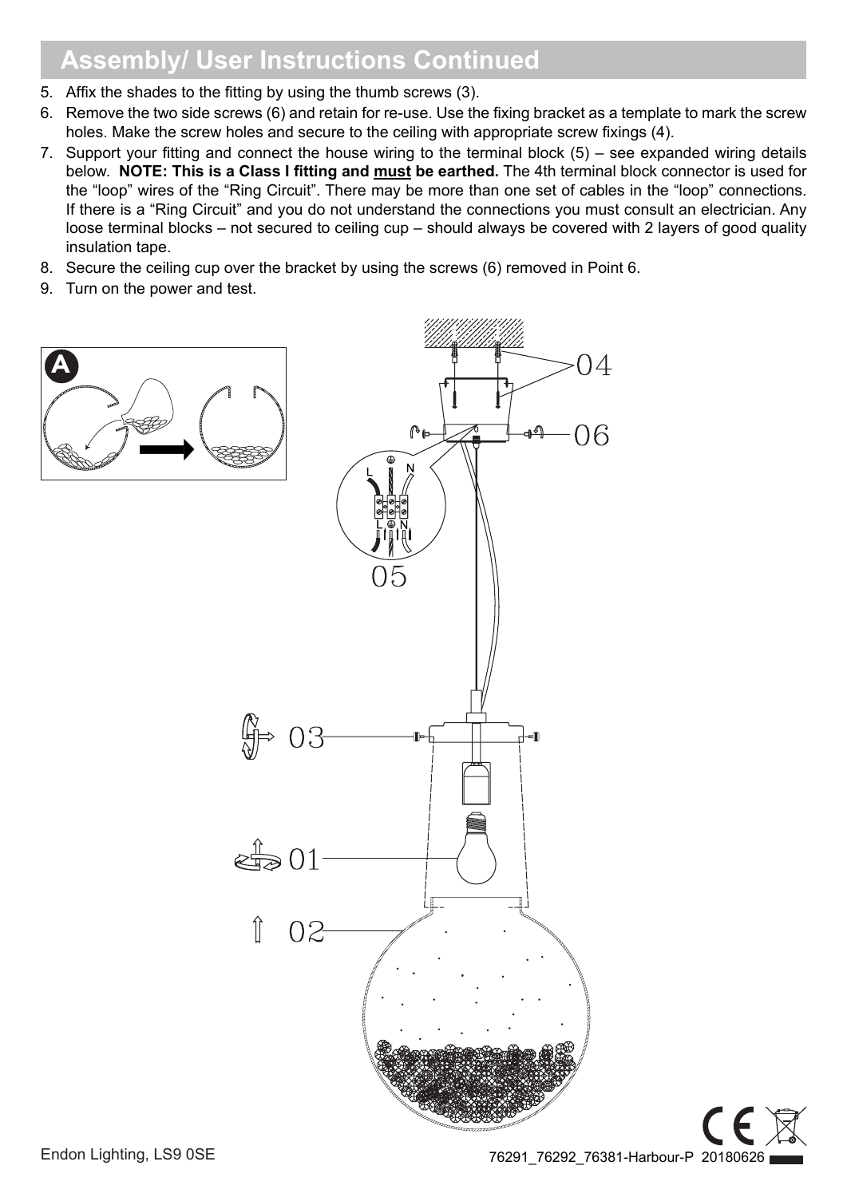## Assembly/ User Instructions Continued

5. Affix the shades to the fitting by using the thumb screws (3).
6. Remove the two side screws (6) and retain for re-use. Use the fixing bracket as a template to mark the screw holes. Make the screw holes and secure to the ceiling with appropriate screw fixings (4).
7. Support your fitting and connect the house wiring to the terminal block (5) – see expanded wiring details below. **NOTE: This is a Class I fitting and <u>must</u> be earthed.** The 4th terminal block connector is used for the "loop" wires of the "Ring Circuit". There may be more than one set of cables in the "loop" connections. If there is a "Ring Circuit" and you do not understand the connections you must consult an electrician. Any loose terminal blocks – not secured to ceiling cup – should always be covered with 2 layers of good quality insulation tape.
8. Secure the ceiling cup over the bracket by using the screws (6) removed in Point 6.
9. Turn on the power and test.

A

04

06

L N

L N

05

03

01

02

Endon Lighting, LS9 0SE

76291_76292_76381-Harbour-P 20180626